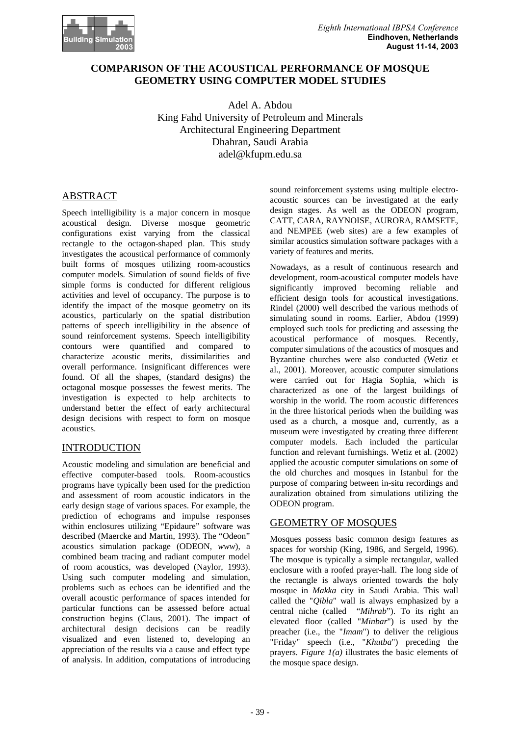# COMPARISON OF THE ACOUSTICAL PERFORMANCE OF MOSQUE GEOMETRY USING COMPUTER MODEL STUDIES

Adel A. Abdou
King Fahd University of Petroleum and Minerals
Architectural Engineering Department
Dhahran, Saudi Arabia
adel@kfupm.edu.sa

## ABSTRACT

Speech intelligibility is a major concern in mosque acoustical design. Diverse mosque geometric configurations exist varying from the classical rectangle to the octagon-shaped plan. This study investigates the acoustical performance of commonly built forms of mosques utilizing room-acoustics computer models. Simulation of sound fields of five simple forms is conducted for different religious activities and level of occupancy. The purpose is to identify the impact of the mosque geometry on its acoustics, particularly on the spatial distribution patterns of speech intelligibility in the absence of sound reinforcement systems. Speech intelligibility contours were quantified and compared to characterize acoustic merits, dissimilarities and overall performance. Insignificant differences were found. Of all the shapes, (standard designs) the octagonal mosque possesses the fewest merits. The investigation is expected to help architects to understand better the effect of early architectural design decisions with respect to form on mosque acoustics.

## INTRODUCTION

Acoustic modeling and simulation are beneficial and effective computer-based tools. Room-acoustics programs have typically been used for the prediction and assessment of room acoustic indicators in the early design stage of various spaces. For example, the prediction of echograms and impulse responses within enclosures utilizing "Epidaure" software was described (Maercke and Martin, 1993). The "Odeon" acoustics simulation package (ODEON, *www*), a combined beam tracing and radiant computer model of room acoustics, was developed (Naylor, 1993). Using such computer modeling and simulation, problems such as echoes can be identified and the overall acoustic performance of spaces intended for particular functions can be assessed before actual construction begins (Claus, 2001). The impact of architectural design decisions can be readily visualized and even listened to, developing an appreciation of the results via a cause and effect type of analysis. In addition, computations of introducing sound reinforcement systems using multiple electro-acoustic sources can be investigated at the early design stages. As well as the ODEON program, CATT, CARA, RAYNOISE, AURORA, RAMSETE, and NEMPEE (web sites) are a few examples of similar acoustics simulation software packages with a variety of features and merits.

Nowadays, as a result of continuous research and development, room-acoustical computer models have significantly improved becoming reliable and efficient design tools for acoustical investigations. Rindel (2000) well described the various methods of simulating sound in rooms. Earlier, Abdou (1999) employed such tools for predicting and assessing the acoustical performance of mosques. Recently, computer simulations of the acoustics of mosques and Byzantine churches were also conducted (Wetiz et al., 2001). Moreover, acoustic computer simulations were carried out for Hagia Sophia, which is characterized as one of the largest buildings of worship in the world. The room acoustic differences in the three historical periods when the building was used as a church, a mosque and, currently, as a museum were investigated by creating three different computer models. Each included the particular function and relevant furnishings. Wetiz et al. (2002) applied the acoustic computer simulations on some of the old churches and mosques in Istanbul for the purpose of comparing between in-situ recordings and auralization obtained from simulations utilizing the ODEON program.

## GEOMETRY OF MOSQUES

Mosques possess basic common design features as spaces for worship (King, 1986, and Sergeld, 1996). The mosque is typically a simple rectangular, walled enclosure with a roofed prayer-hall. The long side of the rectangle is always oriented towards the holy mosque in *Makka* city in Saudi Arabia. This wall called the "*Qibla*" wall is always emphasized by a central niche (called "*Mihrab*"). To its right an elevated floor (called "*Minbar*") is used by the preacher (i.e., the "*Imam*") to deliver the religious "Friday" speech (i.e., "*Khutba*") preceding the prayers. *Figure 1(a)* illustrates the basic elements of the mosque space design.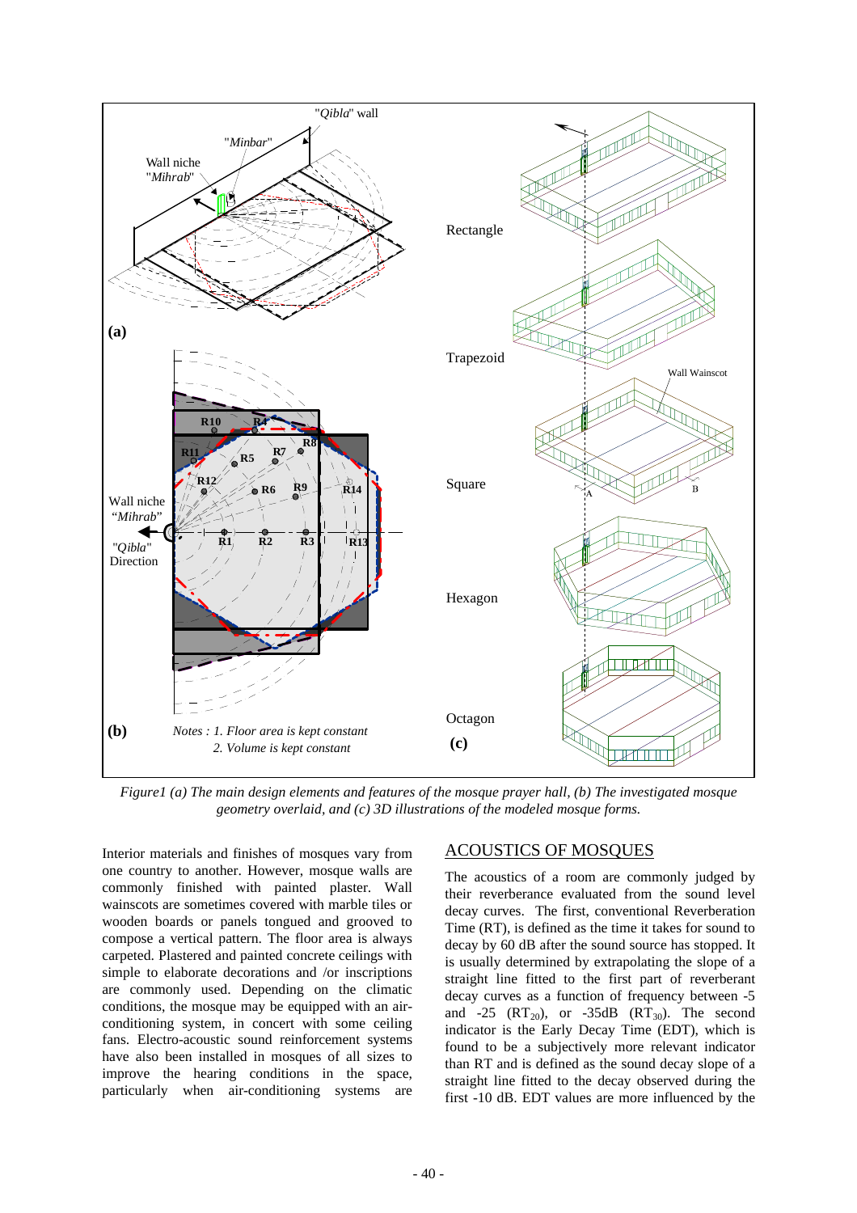Figure1 (a) The main design elements and features of the mosque prayer hall, (b) The investigated mosque geometry overlaid, and (c) 3D illustrations of the modeled mosque forms.

Interior materials and finishes of mosques vary from one country to another. However, mosque walls are commonly finished with painted plaster. Wall wainscots are sometimes covered with marble tiles or wooden boards or panels tongued and grooved to compose a vertical pattern. The floor area is always carpeted. Plastered and painted concrete ceilings with simple to elaborate decorations and /or inscriptions are commonly used. Depending on the climatic conditions, the mosque may be equipped with an air-conditioning system, in concert with some ceiling fans. Electro-acoustic sound reinforcement systems have also been installed in mosques of all sizes to improve the hearing conditions in the space, particularly when air-conditioning systems are

## ACOUSTICS OF MOSQUES

The acoustics of a room are commonly judged by their reverberance evaluated from the sound level decay curves. The first, conventional Reverberation Time (RT), is defined as the time it takes for sound to decay by 60 dB after the sound source has stopped. It is usually determined by extrapolating the slope of a straight line fitted to the first part of reverberant decay curves as a function of frequency between -5 and -25 ($RT_{20}$), or -35dB ($RT_{30}$). The second indicator is the Early Decay Time (EDT), which is found to be a subjectively more relevant indicator than RT and is defined as the sound decay slope of a straight line fitted to the decay observed during the first -10 dB. EDT values are more influenced by the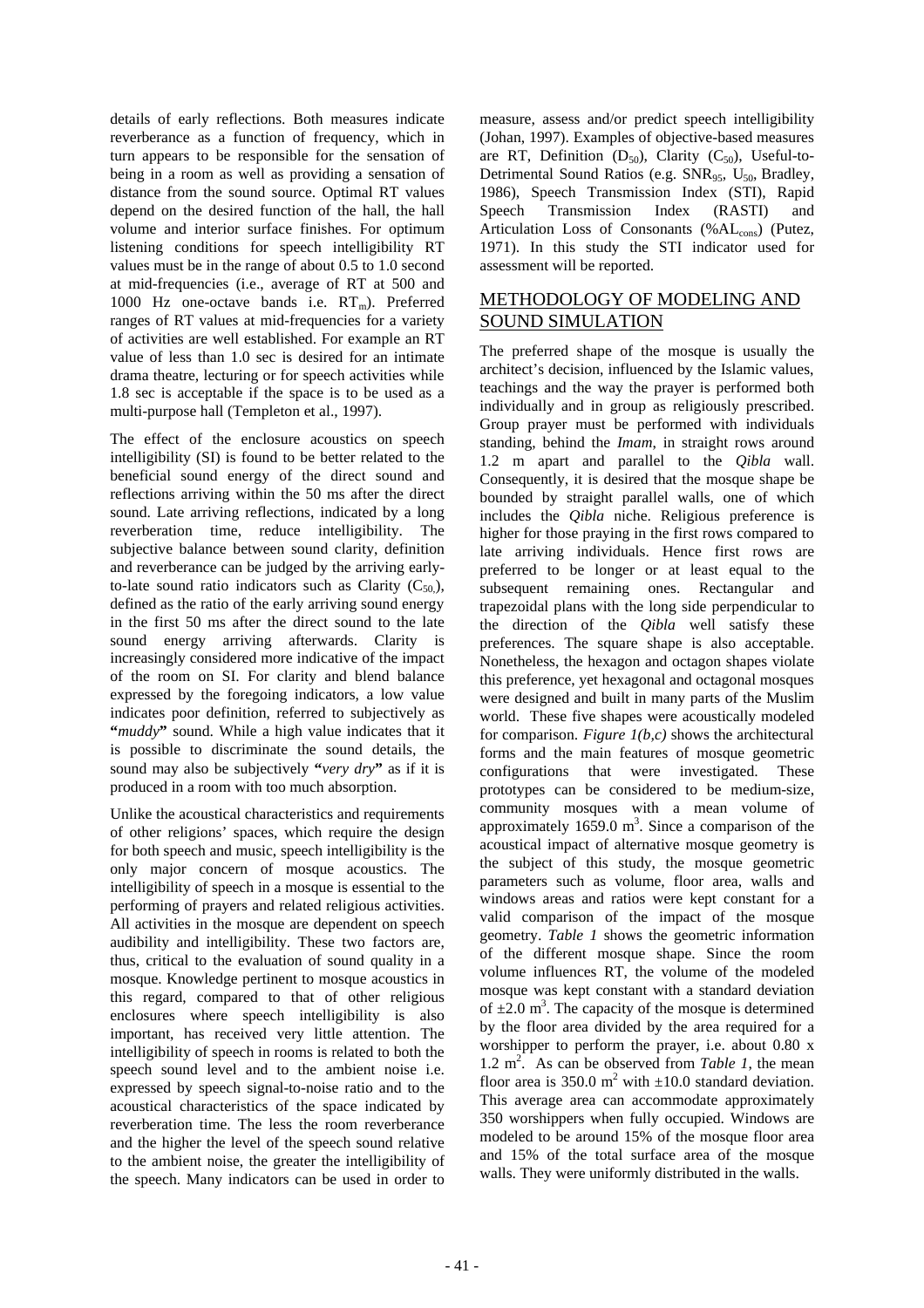details of early reflections. Both measures indicate reverberance as a function of frequency, which in turn appears to be responsible for the sensation of being in a room as well as providing a sensation of distance from the sound source. Optimal RT values depend on the desired function of the hall, the hall volume and interior surface finishes. For optimum listening conditions for speech intelligibility RT values must be in the range of about 0.5 to 1.0 second at mid-frequencies (i.e., average of RT at 500 and 1000 Hz one-octave bands i.e. $RT_m$). Preferred ranges of RT values at mid-frequencies for a variety of activities are well established. For example an RT value of less than 1.0 sec is desired for an intimate drama theatre, lecturing or for speech activities while 1.8 sec is acceptable if the space is to be used as a multi-purpose hall (Templeton et al., 1997).

The effect of the enclosure acoustics on speech intelligibility (SI) is found to be better related to the beneficial sound energy of the direct sound and reflections arriving within the 50 ms after the direct sound. Late arriving reflections, indicated by a long reverberation time, reduce intelligibility. The subjective balance between sound clarity, definition and reverberance can be judged by the arriving early-to-late sound ratio indicators such as Clarity ($C_{50}$), defined as the ratio of the early arriving sound energy in the first 50 ms after the direct sound to the late sound energy arriving afterwards. Clarity is increasingly considered more indicative of the impact of the room on SI. For clarity and blend balance expressed by the foregoing indicators, a low value indicates poor definition, referred to subjectively as **"***muddy***"** sound. While a high value indicates that it is possible to discriminate the sound details, the sound may also be subjectively **"***very dry***"** as if it is produced in a room with too much absorption.

Unlike the acoustical characteristics and requirements of other religions' spaces, which require the design for both speech and music, speech intelligibility is the only major concern of mosque acoustics. The intelligibility of speech in a mosque is essential to the performing of prayers and related religious activities. All activities in the mosque are dependent on speech audibility and intelligibility. These two factors are, thus, critical to the evaluation of sound quality in a mosque. Knowledge pertinent to mosque acoustics in this regard, compared to that of other religious enclosures where speech intelligibility is also important, has received very little attention. The intelligibility of speech in rooms is related to both the speech sound level and to the ambient noise i.e. expressed by speech signal-to-noise ratio and to the acoustical characteristics of the space indicated by reverberation time. The less the room reverberance and the higher the level of the speech sound relative to the ambient noise, the greater the intelligibility of the speech. Many indicators can be used in order to measure, assess and/or predict speech intelligibility (Johan, 1997). Examples of objective-based measures are RT, Definition ($D_{50}$), Clarity ($C_{50}$), Useful-to-Detrimental Sound Ratios (e.g. $SNR_{95}$, $U_{50}$, Bradley, 1986), Speech Transmission Index (STI), Rapid Speech Transmission Index (RASTI) and Articulation Loss of Consonants ($\%AL_{cons}$) (Putez, 1971). In this study the STI indicator used for assessment will be reported.

## METHODOLOGY OF MODELING AND SOUND SIMULATION

The preferred shape of the mosque is usually the architect's decision, influenced by the Islamic values, teachings and the way the prayer is performed both individually and in group as religiously prescribed. Group prayer must be performed with individuals standing, behind the *Imam*, in straight rows around 1.2 m apart and parallel to the *Qibla* wall. Consequently, it is desired that the mosque shape be bounded by straight parallel walls, one of which includes the *Qibla* niche. Religious preference is higher for those praying in the first rows compared to late arriving individuals. Hence first rows are preferred to be longer or at least equal to the subsequent remaining ones. Rectangular and trapezoidal plans with the long side perpendicular to the direction of the *Qibla* well satisfy these preferences. The square shape is also acceptable. Nonetheless, the hexagon and octagon shapes violate this preference, yet hexagonal and octagonal mosques were designed and built in many parts of the Muslim world. These five shapes were acoustically modeled for comparison. *Figure 1(b,c)* shows the architectural forms and the main features of mosque geometric configurations that were investigated. These prototypes can be considered to be medium-size, community mosques with a mean volume of approximately 1659.0 $m^3$. Since a comparison of the acoustical impact of alternative mosque geometry is the subject of this study, the mosque geometric parameters such as volume, floor area, walls and windows areas and ratios were kept constant for a valid comparison of the impact of the mosque geometry. *Table 1* shows the geometric information of the different mosque shape. Since the room volume influences RT, the volume of the modeled mosque was kept constant with a standard deviation of $\pm 2.0$ $m^3$. The capacity of the mosque is determined by the floor area divided by the area required for a worshipper to perform the prayer, i.e. about 0.80 x 1.2 $m^2$. As can be observed from *Table 1*, the mean floor area is 350.0 $m^2$ with $\pm 10.0$ standard deviation. This average area can accommodate approximately 350 worshippers when fully occupied. Windows are modeled to be around 15% of the mosque floor area and 15% of the total surface area of the mosque walls. They were uniformly distributed in the walls.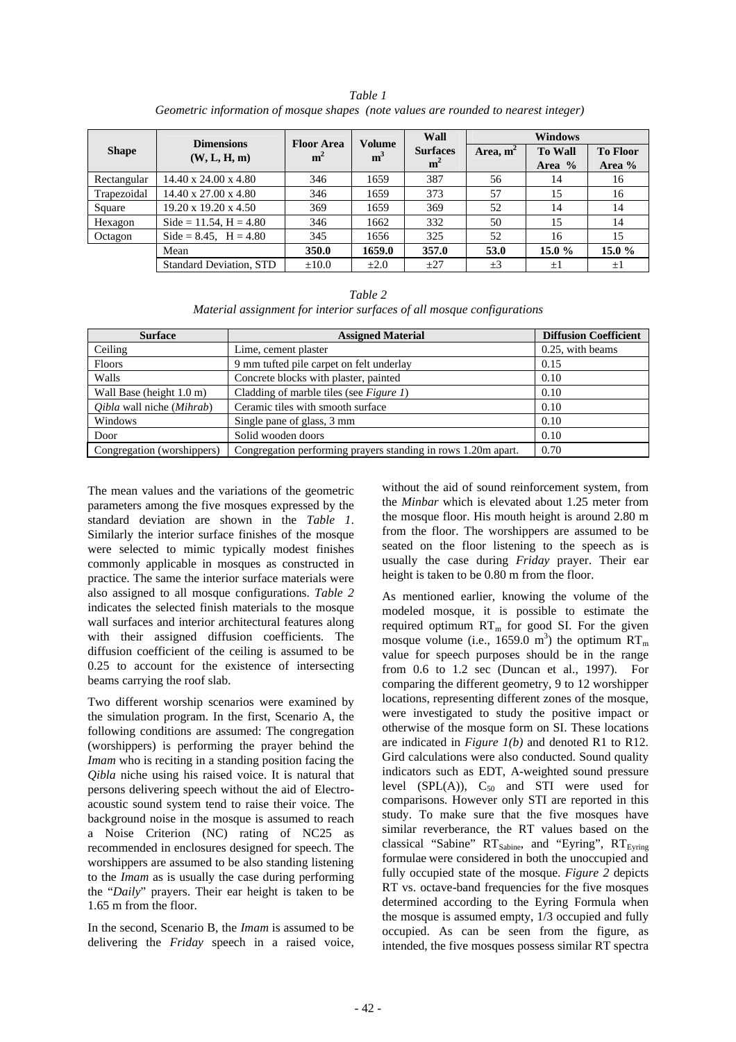*Table 1*
*Geometric information of mosque shapes (note values are rounded to nearest integer)*

| Shape | Dimensions (W, L, H, m) | Floor Area $m^2$ | Volume $m^3$ | Wall Surfaces $m^2$ | Windows | | |
|---|---|---|---|---|---|---|---|
| | | | | | Area, $m^2$ | To Wall Area % | To Floor Area % |
| Rectangular | 14.40 x 24.00 x 4.80 | 346 | 1659 | 387 | 56 | 14 | 16 |
| Trapezoidal | 14.40 x 27.00 x 4.80 | 346 | 1659 | 373 | 57 | 15 | 16 |
| Square | 19.20 x 19.20 x 4.50 | 369 | 1659 | 369 | 52 | 14 | 14 |
| Hexagon | Side = 11.54, H = 4.80 | 346 | 1662 | 332 | 50 | 15 | 14 |
| Octagon | Side = 8.45, H = 4.80 | 345 | 1656 | 325 | 52 | 16 | 15 |
| | Mean | **350.0** | **1659.0** | **357.0** | **53.0** | **15.0 %** | **15.0 %** |
| | Standard Deviation, STD | ±10.0 | ±2.0 | ±27 | ±3 | ±1 | ±1 |

*Table 2*
*Material assignment for interior surfaces of all mosque configurations*

| Surface | Assigned Material | Diffusion Coefficient |
|---|---|---|
| Ceiling | Lime, cement plaster | 0.25, with beams |
| Floors | 9 mm tufted pile carpet on felt underlay | 0.15 |
| Walls | Concrete blocks with plaster, painted | 0.10 |
| Wall Base (height 1.0 m) | Cladding of marble tiles (see *Figure 1*) | 0.10 |
| *Qibla* wall niche (*Mihrab*) | Ceramic tiles with smooth surface | 0.10 |
| Windows | Single pane of glass, 3 mm | 0.10 |
| Door | Solid wooden doors | 0.10 |
| Congregation (worshippers) | Congregation performing prayers standing in rows 1.20m apart. | 0.70 |

The mean values and the variations of the geometric parameters among the five mosques expressed by the standard deviation are shown in the *Table 1*. Similarly the interior surface finishes of the mosque were selected to mimic typically modest finishes commonly applicable in mosques as constructed in practice. The same the interior surface materials were also assigned to all mosque configurations. *Table 2* indicates the selected finish materials to the mosque wall surfaces and interior architectural features along with their assigned diffusion coefficients. The diffusion coefficient of the ceiling is assumed to be 0.25 to account for the existence of intersecting beams carrying the roof slab.

Two different worship scenarios were examined by the simulation program. In the first, Scenario A, the following conditions are assumed: The congregation (worshippers) is performing the prayer behind the *Imam* who is reciting in a standing position facing the *Qibla* niche using his raised voice. It is natural that persons delivering speech without the aid of Electro-acoustic sound system tend to raise their voice. The background noise in the mosque is assumed to reach a Noise Criterion (NC) rating of NC25 as recommended in enclosures designed for speech. The worshippers are assumed to be also standing listening to the *Imam* as is usually the case during performing the "*Daily*" prayers. Their ear height is taken to be 1.65 m from the floor.

In the second, Scenario B, the *Imam* is assumed to be delivering the *Friday* speech in a raised voice, without the aid of sound reinforcement system, from the *Minbar* which is elevated about 1.25 meter from the mosque floor. His mouth height is around 2.80 m from the floor. The worshippers are assumed to be seated on the floor listening to the speech as is usually the case during *Friday* prayer. Their ear height is taken to be 0.80 m from the floor.

As mentioned earlier, knowing the volume of the modeled mosque, it is possible to estimate the required optimum $RT_m$ for good SI. For the given mosque volume (i.e., 1659.0 $m^3$) the optimum $RT_m$ value for speech purposes should be in the range from 0.6 to 1.2 sec (Duncan et al., 1997). For comparing the different geometry, 9 to 12 worshipper locations, representing different zones of the mosque, were investigated to study the positive impact or otherwise of the mosque form on SI. These locations are indicated in *Figure 1(b)* and denoted R1 to R12. Gird calculations were also conducted. Sound quality indicators such as EDT, A-weighted sound pressure level (SPL(A)), $C_{50}$ and STI were used for comparisons. However only STI are reported in this study. To make sure that the five mosques have similar reverberance, the RT values based on the classical "Sabine" $RT_{Sabine}$, and "Eyring", $RT_{Eyring}$ formulae were considered in both the unoccupied and fully occupied state of the mosque. *Figure 2* depicts RT vs. octave-band frequencies for the five mosques determined according to the Eyring Formula when the mosque is assumed empty, 1/3 occupied and fully occupied. As can be seen from the figure, as intended, the five mosques possess similar RT spectra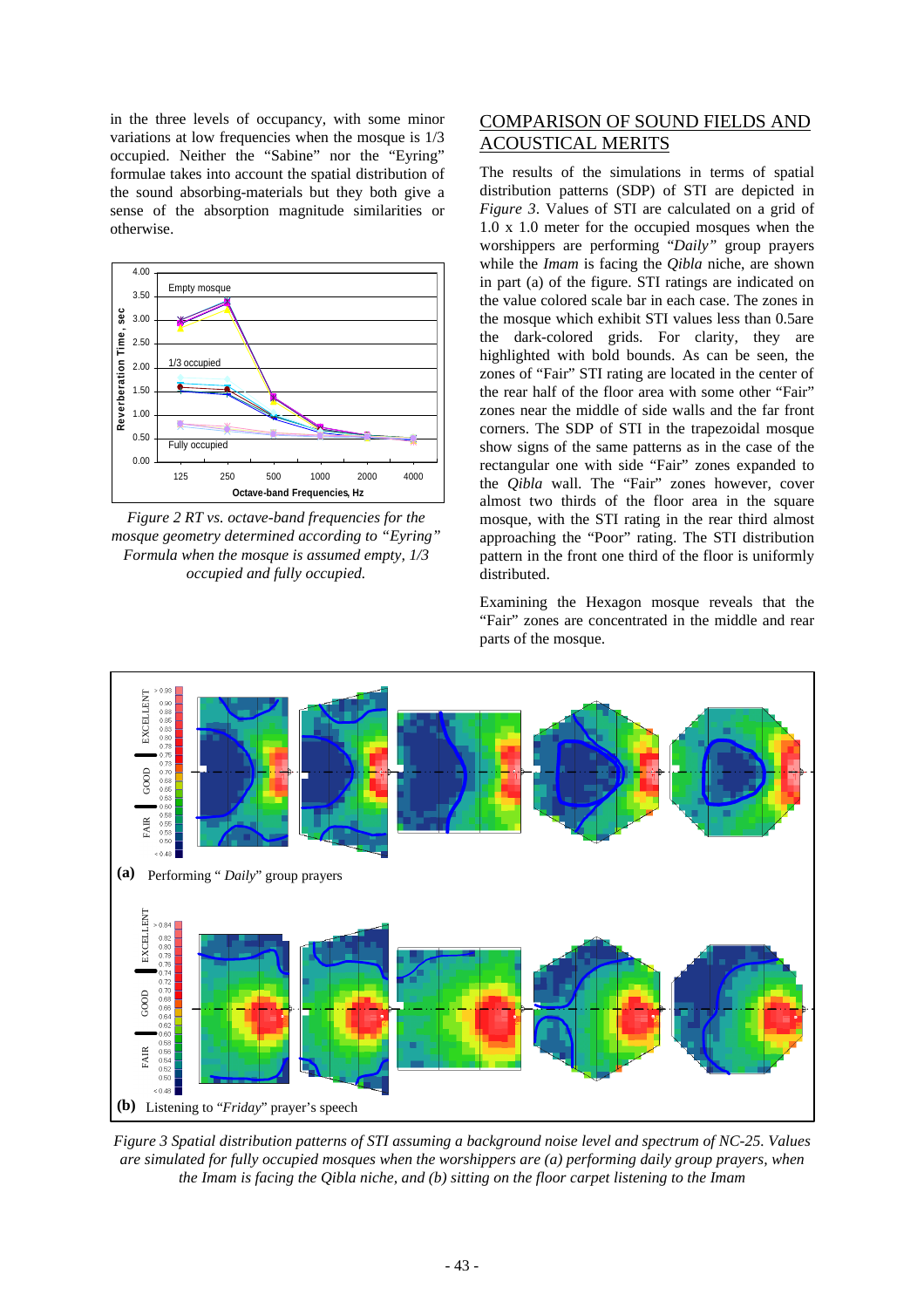in the three levels of occupancy, with some minor variations at low frequencies when the mosque is 1/3 occupied. Neither the "Sabine" nor the "Eyring" formulae takes into account the spatial distribution of the sound absorbing-materials but they both give a sense of the absorption magnitude similarities or otherwise.

*Figure 2 RT vs. octave-band frequencies for the mosque geometry determined according to "Eyring" Formula when the mosque is assumed empty, 1/3 occupied and fully occupied.*

## COMPARISON OF SOUND FIELDS AND ACOUSTICAL MERITS

The results of the simulations in terms of spatial distribution patterns (SDP) of STI are depicted in *Figure 3*. Values of STI are calculated on a grid of 1.0 x 1.0 meter for the occupied mosques when the worshippers are performing *"Daily"* group prayers while the *Imam* is facing the *Qibla* niche, are shown in part (a) of the figure. STI ratings are indicated on the value colored scale bar in each case. The zones in the mosque which exhibit STI values less than 0.5are the dark-colored grids. For clarity, they are highlighted with bold bounds. As can be seen, the zones of "Fair" STI rating are located in the center of the rear half of the floor area with some other "Fair" zones near the middle of side walls and the far front corners. The SDP of STI in the trapezoidal mosque show signs of the same patterns as in the case of the rectangular one with side "Fair" zones expanded to the *Qibla* wall. The "Fair" zones however, cover almost two thirds of the floor area in the square mosque, with the STI rating in the rear third almost approaching the "Poor" rating. The STI distribution pattern in the front one third of the floor is uniformly distributed.

Examining the Hexagon mosque reveals that the "Fair" zones are concentrated in the middle and rear parts of the mosque.

(a) Performing " *Daily*" group prayers

(b) Listening to "*Friday*" prayer's speech

*Figure 3 Spatial distribution patterns of STI assuming a background noise level and spectrum of NC-25. Values are simulated for fully occupied mosques when the worshippers are (a) performing daily group prayers, when the Imam is facing the Qibla niche, and (b) sitting on the floor carpet listening to the Imam*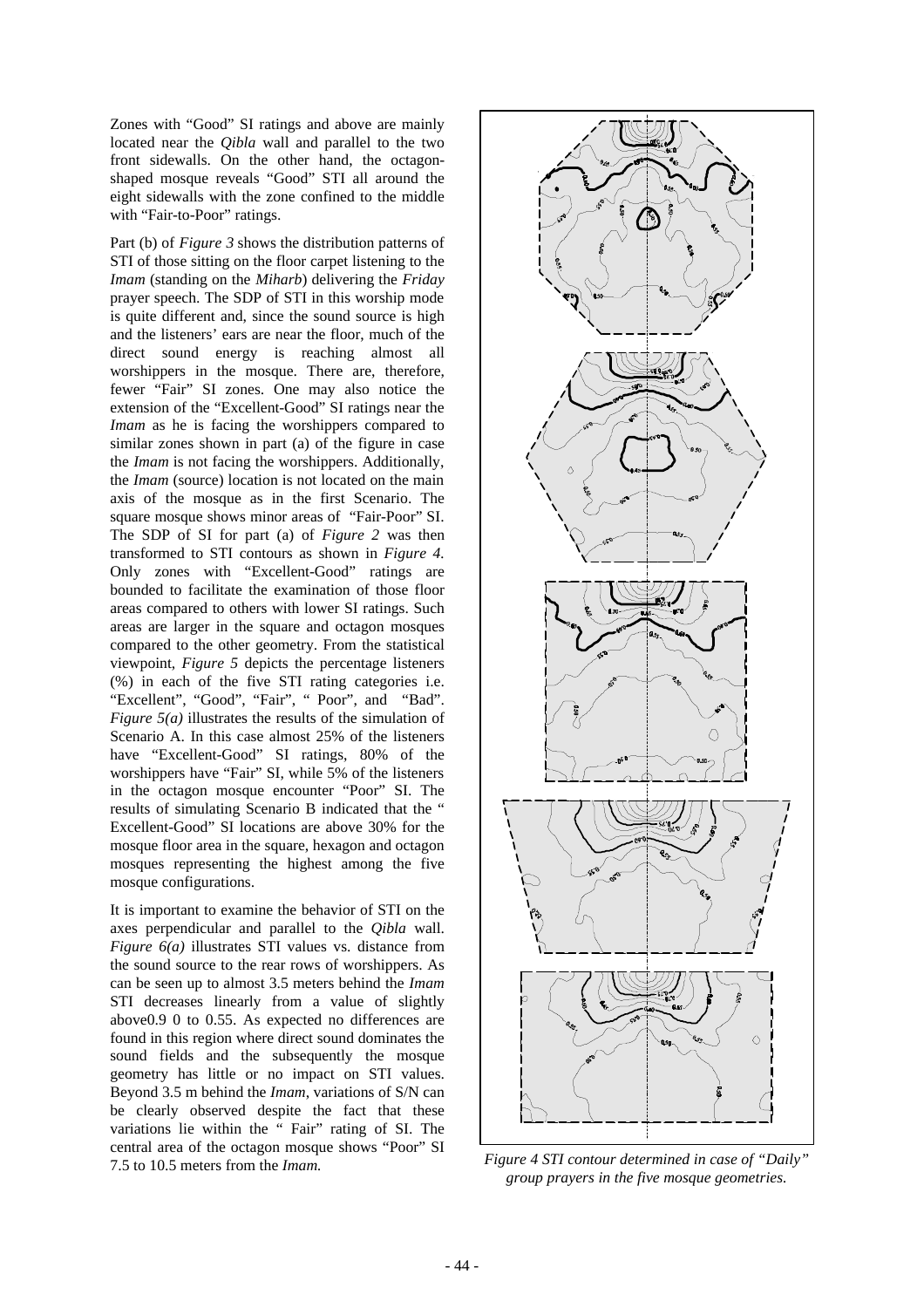Zones with "Good" SI ratings and above are mainly located near the *Qibla* wall and parallel to the two front sidewalls. On the other hand, the octagon-shaped mosque reveals "Good" STI all around the eight sidewalls with the zone confined to the middle with "Fair-to-Poor" ratings.

Part (b) of *Figure 3* shows the distribution patterns of STI of those sitting on the floor carpet listening to the *Imam* (standing on the *Miharb*) delivering the *Friday* prayer speech. The SDP of STI in this worship mode is quite different and, since the sound source is high and the listeners' ears are near the floor, much of the direct sound energy is reaching almost all worshippers in the mosque. There are, therefore, fewer "Fair" SI zones. One may also notice the extension of the "Excellent-Good" SI ratings near the *Imam* as he is facing the worshippers compared to similar zones shown in part (a) of the figure in case the *Imam* is not facing the worshippers. Additionally, the *Imam* (source) location is not located on the main axis of the mosque as in the first Scenario. The square mosque shows minor areas of "Fair-Poor" SI. The SDP of SI for part (a) of *Figure 2* was then transformed to STI contours as shown in *Figure 4.* Only zones with "Excellent-Good" ratings are bounded to facilitate the examination of those floor areas compared to others with lower SI ratings. Such areas are larger in the square and octagon mosques compared to the other geometry. From the statistical viewpoint, *Figure 5* depicts the percentage listeners (%) in each of the five STI rating categories i.e. "Excellent", "Good", "Fair", " Poor", and "Bad". *Figure 5(a)* illustrates the results of the simulation of Scenario A. In this case almost 25% of the listeners have "Excellent-Good" SI ratings, 80% of the worshippers have "Fair" SI, while 5% of the listeners in the octagon mosque encounter "Poor" SI. The results of simulating Scenario B indicated that the " Excellent-Good" SI locations are above 30% for the mosque floor area in the square, hexagon and octagon mosques representing the highest among the five mosque configurations.

It is important to examine the behavior of STI on the axes perpendicular and parallel to the *Qibla* wall. *Figure 6(a)* illustrates STI values vs. distance from the sound source to the rear rows of worshippers. As can be seen up to almost 3.5 meters behind the *Imam* STI decreases linearly from a value of slightly above0.9 0 to 0.55. As expected no differences are found in this region where direct sound dominates the sound fields and the subsequently the mosque geometry has little or no impact on STI values. Beyond 3.5 m behind the *Imam*, variations of S/N can be clearly observed despite the fact that these variations lie within the " Fair" rating of SI. The central area of the octagon mosque shows "Poor" SI 7.5 to 10.5 meters from the *Imam.*

*Figure 4 STI contour determined in case of "Daily" group prayers in the five mosque geometries.*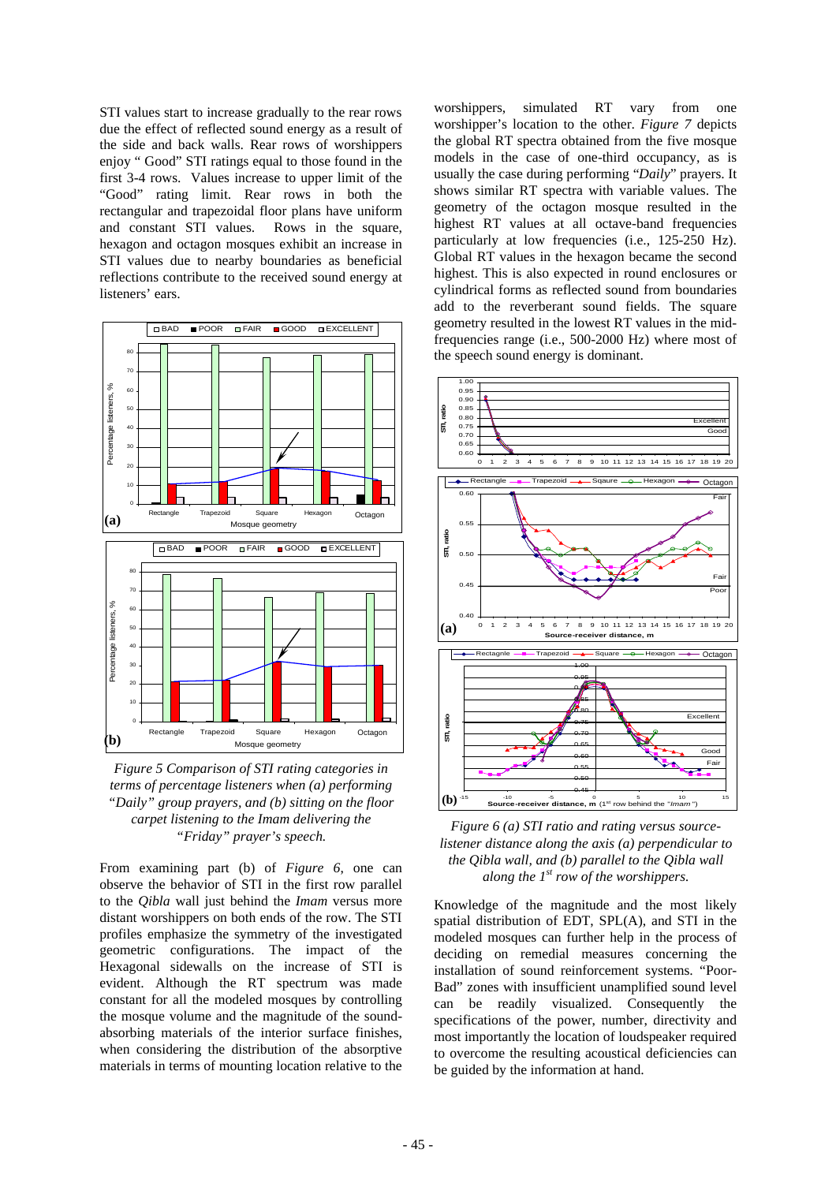STI values start to increase gradually to the rear rows due the effect of reflected sound energy as a result of the side and back walls. Rear rows of worshippers enjoy " Good" STI ratings equal to those found in the first 3-4 rows. Values increase to upper limit of the "Good" rating limit. Rear rows in both the rectangular and trapezoidal floor plans have uniform and constant STI values. Rows in the square, hexagon and octagon mosques exhibit an increase in STI values due to nearby boundaries as beneficial reflections contribute to the received sound energy at listeners' ears.

*Figure 5 Comparison of STI rating categories in terms of percentage listeners when (a) performing "Daily" group prayers, and (b) sitting on the floor carpet listening to the Imam delivering the "Friday" prayer's speech.*

From examining part (b) of *Figure 6*, one can observe the behavior of STI in the first row parallel to the *Qibla* wall just behind the *Imam* versus more distant worshippers on both ends of the row. The STI profiles emphasize the symmetry of the investigated geometric configurations. The impact of the Hexagonal sidewalls on the increase of STI is evident. Although the RT spectrum was made constant for all the modeled mosques by controlling the mosque volume and the magnitude of the sound-absorbing materials of the interior surface finishes, when considering the distribution of the absorptive materials in terms of mounting location relative to the worshippers, simulated RT vary from one worshipper's location to the other. *Figure 7* depicts the global RT spectra obtained from the five mosque models in the case of one-third occupancy, as is usually the case during performing "*Daily*" prayers. It shows similar RT spectra with variable values. The geometry of the octagon mosque resulted in the highest RT values at all octave-band frequencies particularly at low frequencies (i.e., 125-250 Hz). Global RT values in the hexagon became the second highest. This is also expected in round enclosures or cylindrical forms as reflected sound from boundaries add to the reverberant sound fields. The square geometry resulted in the lowest RT values in the mid-frequencies range (i.e., 500-2000 Hz) where most of the speech sound energy is dominant.

*Figure 6 (a) STI ratio and rating versus source-listener distance along the axis (a) perpendicular to the Qibla wall, and (b) parallel to the Qibla wall along the 1st row of the worshippers.*

Knowledge of the magnitude and the most likely spatial distribution of EDT, SPL(A), and STI in the modeled mosques can further help in the process of deciding on remedial measures concerning the installation of sound reinforcement systems. "Poor-Bad" zones with insufficient unamplified sound level can be readily visualized. Consequently the specifications of the power, number, directivity and most importantly the location of loudspeaker required to overcome the resulting acoustical deficiencies can be guided by the information at hand.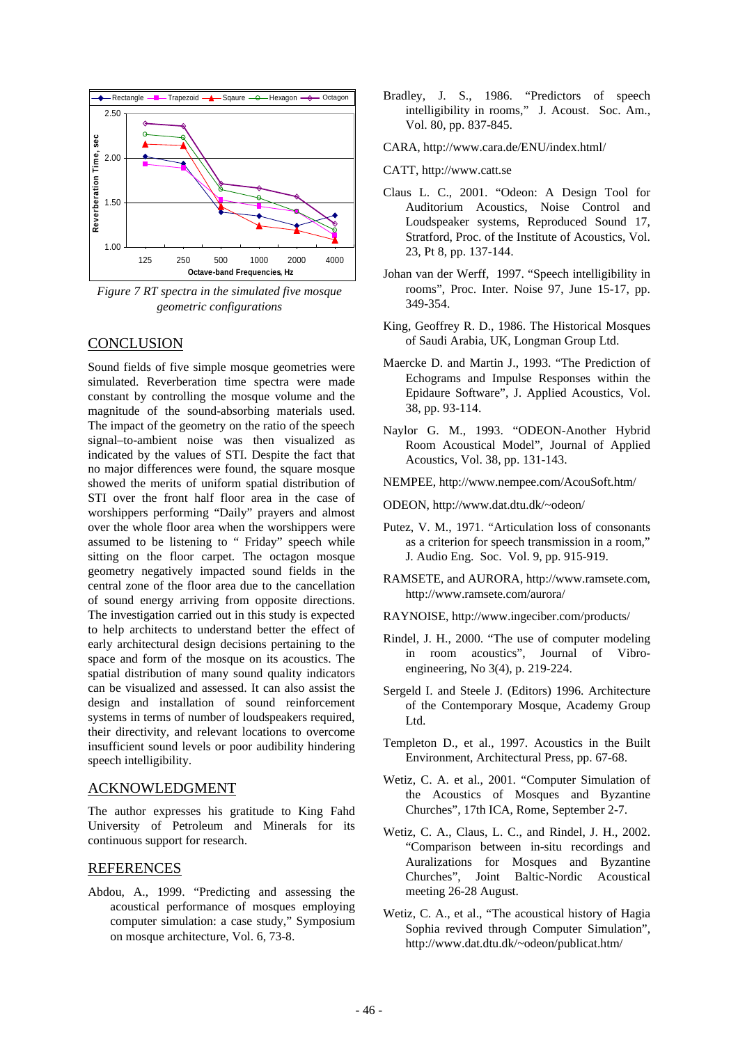Rectangle Trapezoid Sqaure Hexagon Octagon

Reverberation Time, sec

2.50
2.00
1.50
1.00

125 250 500 1000 2000 4000

Octave-band Frequencies, Hz

*Figure 7 RT spectra in the simulated five mosque geometric configurations*

## CONCLUSION

Sound fields of five simple mosque geometries were simulated. Reverberation time spectra were made constant by controlling the mosque volume and the magnitude of the sound-absorbing materials used. The impact of the geometry on the ratio of the speech signal–to-ambient noise was then visualized as indicated by the values of STI. Despite the fact that no major differences were found, the square mosque showed the merits of uniform spatial distribution of STI over the front half floor area in the case of worshippers performing "Daily" prayers and almost over the whole floor area when the worshippers were assumed to be listening to " Friday" speech while sitting on the floor carpet. The octagon mosque geometry negatively impacted sound fields in the central zone of the floor area due to the cancellation of sound energy arriving from opposite directions. The investigation carried out in this study is expected to help architects to understand better the effect of early architectural design decisions pertaining to the space and form of the mosque on its acoustics. The spatial distribution of many sound quality indicators can be visualized and assessed. It can also assist the design and installation of sound reinforcement systems in terms of number of loudspeakers required, their directivity, and relevant locations to overcome insufficient sound levels or poor audibility hindering speech intelligibility.

## ACKNOWLEDGMENT

The author expresses his gratitude to King Fahd University of Petroleum and Minerals for its continuous support for research.

## REFERENCES

Abdou, A., 1999. "Predicting and assessing the acoustical performance of mosques employing computer simulation: a case study," Symposium on mosque architecture, Vol. 6, 73-8.

Bradley, J. S., 1986. "Predictors of speech intelligibility in rooms," J. Acoust. Soc. Am., Vol. 80, pp. 837-845.

CARA, http://www.cara.de/ENU/index.html/

CATT, http://www.catt.se

Claus L. C., 2001. "Odeon: A Design Tool for Auditorium Acoustics, Noise Control and Loudspeaker systems, Reproduced Sound 17, Stratford, Proc. of the Institute of Acoustics, Vol. 23, Pt 8, pp. 137-144.

Johan van der Werff, 1997. "Speech intelligibility in rooms", Proc. Inter. Noise 97, June 15-17, pp. 349-354.

King, Geoffrey R. D., 1986. The Historical Mosques of Saudi Arabia, UK, Longman Group Ltd.

Maercke D. and Martin J., 1993. "The Prediction of Echograms and Impulse Responses within the Epidaure Software", J. Applied Acoustics, Vol. 38, pp. 93-114.

Naylor G. M., 1993. "ODEON-Another Hybrid Room Acoustical Model", Journal of Applied Acoustics, Vol. 38, pp. 131-143.

NEMPEE, http://www.nempee.com/AcouSoft.htm/

ODEON, http://www.dat.dtu.dk/~odeon/

Putez, V. M., 1971. "Articulation loss of consonants as a criterion for speech transmission in a room," J. Audio Eng. Soc. Vol. 9, pp. 915-919.

RAMSETE, and AURORA, http://www.ramsete.com, http://www.ramsete.com/aurora/

RAYNOISE, http://www.ingeciber.com/products/

Rindel, J. H., 2000. "The use of computer modeling in room acoustics", Journal of Vibro-engineering, No 3(4), p. 219-224.

Sergeld I. and Steele J. (Editors) 1996. Architecture of the Contemporary Mosque, Academy Group Ltd.

Templeton D., et al., 1997. Acoustics in the Built Environment, Architectural Press, pp. 67-68.

Wetiz, C. A. et al., 2001. "Computer Simulation of the Acoustics of Mosques and Byzantine Churches", 17th ICA, Rome, September 2-7.

Wetiz, C. A., Claus, L. C., and Rindel, J. H., 2002. "Comparison between in-situ recordings and Auralizations for Mosques and Byzantine Churches", Joint Baltic-Nordic Acoustical meeting 26-28 August.

Wetiz, C. A., et al., "The acoustical history of Hagia Sophia revived through Computer Simulation", http://www.dat.dtu.dk/~odeon/publicat.htm/